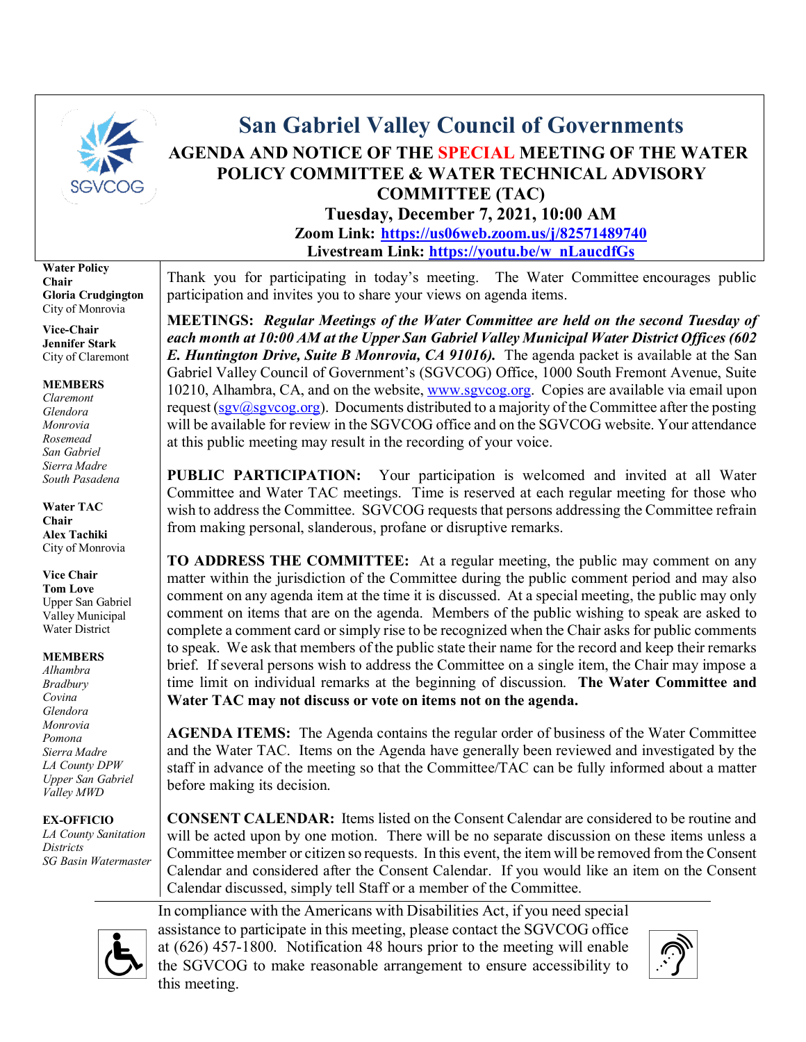# San Gabriel Valley Council of Governments

## AGENDA AND NOTICE OF THE SPECIAL MEETING OF THE WATER POLICY COMMITTEE & WATER TECHNICAL ADVISORY COMMITTEE (TAC)

**Tuesday, December 7, 2021, 10:00 AM**

**Zoom Link: https://us06web.zoom.us/j/82571489740**

**Livestream Link: https://youtu.be/w_nLaucdfGs**

**Water Policy**
**Chair**
**Gloria Crudgington**
City of Monrovia

**Vice-Chair**
**Jennifer Stark**
City of Claremont

**MEMBERS**
*Claremont*
*Glendora*
*Monrovia*
*Rosemead*
*San Gabriel*
*Sierra Madre*
*South Pasadena*

**Water TAC**
**Chair**
**Alex Tachiki**
City of Monrovia

**Vice Chair**
**Tom Love**
Upper San Gabriel Valley Municipal Water District

**MEMBERS**
*Alhambra*
*Bradbury*
*Covina*
*Glendora*
*Monrovia*
*Pomona*
*Sierra Madre*
*LA County DPW*
*Upper San Gabriel Valley MWD*

**EX-OFFICIO**
*LA County Sanitation Districts*
*SG Basin Watermaster*

Thank you for participating in today's meeting. The Water Committee encourages public participation and invites you to share your views on agenda items.

**MEETINGS:** ***Regular Meetings of the Water Committee are held on the second Tuesday of each month at 10:00 AM at the Upper San Gabriel Valley Municipal Water District Offices (602 E. Huntington Drive, Suite B Monrovia, CA 91016).*** The agenda packet is available at the San Gabriel Valley Council of Government's (SGVCOG) Office, 1000 South Fremont Avenue, Suite 10210, Alhambra, CA, and on the website, www.sgvcog.org. Copies are available via email upon request (sgv@sgvcog.org). Documents distributed to a majority of the Committee after the posting will be available for review in the SGVCOG office and on the SGVCOG website. Your attendance at this public meeting may result in the recording of your voice.

**PUBLIC PARTICIPATION:** Your participation is welcomed and invited at all Water Committee and Water TAC meetings. Time is reserved at each regular meeting for those who wish to address the Committee. SGVCOG requests that persons addressing the Committee refrain from making personal, slanderous, profane or disruptive remarks.

**TO ADDRESS THE COMMITTEE:** At a regular meeting, the public may comment on any matter within the jurisdiction of the Committee during the public comment period and may also comment on any agenda item at the time it is discussed. At a special meeting, the public may only comment on items that are on the agenda. Members of the public wishing to speak are asked to complete a comment card or simply rise to be recognized when the Chair asks for public comments to speak. We ask that members of the public state their name for the record and keep their remarks brief. If several persons wish to address the Committee on a single item, the Chair may impose a time limit on individual remarks at the beginning of discussion. **The Water Committee and Water TAC may not discuss or vote on items not on the agenda.**

**AGENDA ITEMS:** The Agenda contains the regular order of business of the Water Committee and the Water TAC. Items on the Agenda have generally been reviewed and investigated by the staff in advance of the meeting so that the Committee/TAC can be fully informed about a matter before making its decision.

**CONSENT CALENDAR:** Items listed on the Consent Calendar are considered to be routine and will be acted upon by one motion. There will be no separate discussion on these items unless a Committee member or citizen so requests. In this event, the item will be removed from the Consent Calendar and considered after the Consent Calendar. If you would like an item on the Consent Calendar discussed, simply tell Staff or a member of the Committee.

In compliance with the Americans with Disabilities Act, if you need special assistance to participate in this meeting, please contact the SGVCOG office at (626) 457-1800. Notification 48 hours prior to the meeting will enable the SGVCOG to make reasonable arrangement to ensure accessibility to this meeting.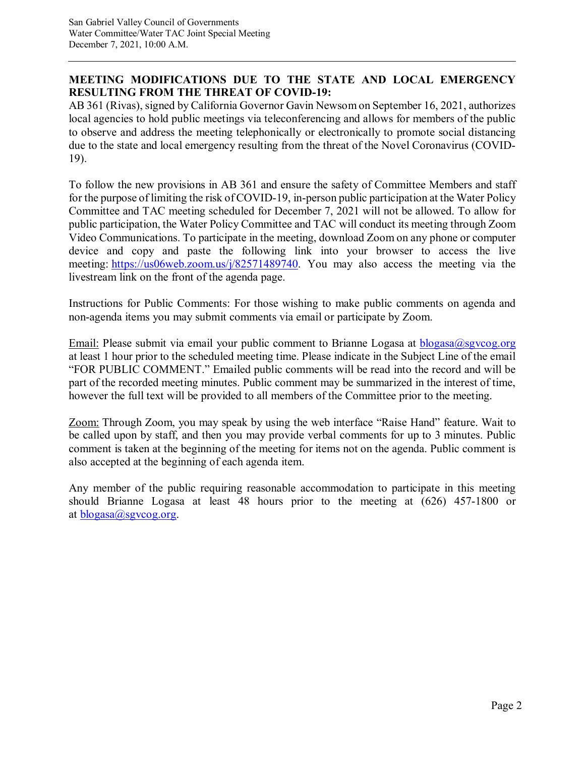**MEETING MODIFICATIONS DUE TO THE STATE AND LOCAL EMERGENCY RESULTING FROM THE THREAT OF COVID-19:**

AB 361 (Rivas), signed by California Governor Gavin Newsom on September 16, 2021, authorizes local agencies to hold public meetings via teleconferencing and allows for members of the public to observe and address the meeting telephonically or electronically to promote social distancing due to the state and local emergency resulting from the threat of the Novel Coronavirus (COVID-19).

To follow the new provisions in AB 361 and ensure the safety of Committee Members and staff for the purpose of limiting the risk of COVID-19, in-person public participation at the Water Policy Committee and TAC meeting scheduled for December 7, 2021 will not be allowed. To allow for public participation, the Water Policy Committee and TAC will conduct its meeting through Zoom Video Communications. To participate in the meeting, download Zoom on any phone or computer device and copy and paste the following link into your browser to access the live meeting: https://us06web.zoom.us/j/82571489740. You may also access the meeting via the livestream link on the front of the agenda page.

Instructions for Public Comments: For those wishing to make public comments on agenda and non-agenda items you may submit comments via email or participate by Zoom.

Email: Please submit via email your public comment to Brianne Logasa at blogasa@sgvcog.org at least 1 hour prior to the scheduled meeting time. Please indicate in the Subject Line of the email "FOR PUBLIC COMMENT." Emailed public comments will be read into the record and will be part of the recorded meeting minutes. Public comment may be summarized in the interest of time, however the full text will be provided to all members of the Committee prior to the meeting.

Zoom: Through Zoom, you may speak by using the web interface "Raise Hand" feature. Wait to be called upon by staff, and then you may provide verbal comments for up to 3 minutes. Public comment is taken at the beginning of the meeting for items not on the agenda. Public comment is also accepted at the beginning of each agenda item.

Any member of the public requiring reasonable accommodation to participate in this meeting should Brianne Logasa at least 48 hours prior to the meeting at (626) 457-1800 or at blogasa@sgvcog.org.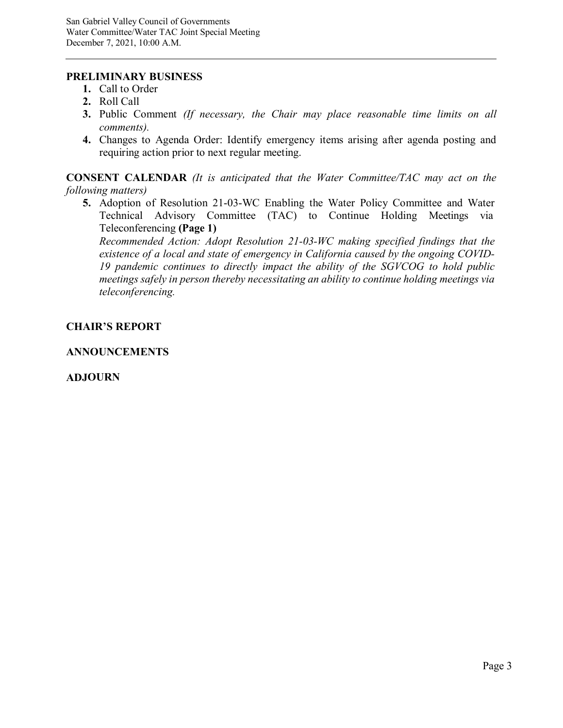## PRELIMINARY BUSINESS

1. Call to Order
2. Roll Call
3. Public Comment *(If necessary, the Chair may place reasonable time limits on all comments).*
4. Changes to Agenda Order: Identify emergency items arising after agenda posting and requiring action prior to next regular meeting.

**CONSENT CALENDAR** *(It is anticipated that the Water Committee/TAC may act on the following matters)*

5. Adoption of Resolution 21-03-WC Enabling the Water Policy Committee and Water Technical Advisory Committee (TAC) to Continue Holding Meetings via Teleconferencing **(Page 1)**
   *Recommended Action: Adopt Resolution 21-03-WC making specified findings that the existence of a local and state of emergency in California caused by the ongoing COVID-19 pandemic continues to directly impact the ability of the SGVCOG to hold public meetings safely in person thereby necessitating an ability to continue holding meetings via teleconferencing.*

## CHAIR'S REPORT

## ANNOUNCEMENTS

## ADJOURN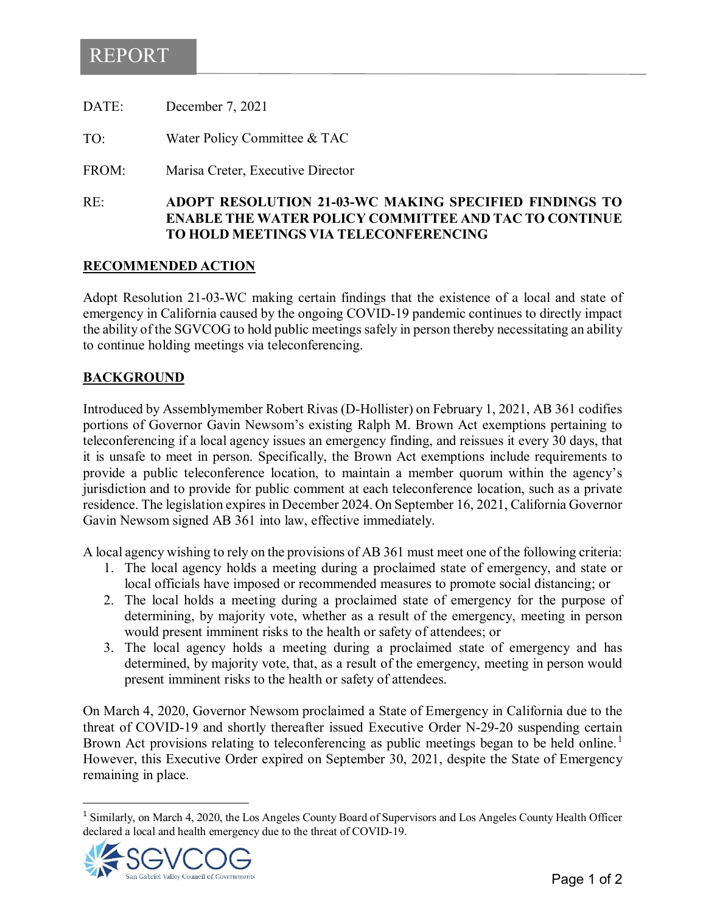# REPORT

DATE: December 7, 2021

TO: Water Policy Committee & TAC

FROM: Marisa Creter, Executive Director

RE: **ADOPT RESOLUTION 21-03-WC MAKING SPECIFIED FINDINGS TO ENABLE THE WATER POLICY COMMITTEE AND TAC TO CONTINUE TO HOLD MEETINGS VIA TELECONFERENCING**

## RECOMMENDED ACTION

Adopt Resolution 21-03-WC making certain findings that the existence of a local and state of emergency in California caused by the ongoing COVID-19 pandemic continues to directly impact the ability of the SGVCOG to hold public meetings safely in person thereby necessitating an ability to continue holding meetings via teleconferencing.

## BACKGROUND

Introduced by Assemblymember Robert Rivas (D-Hollister) on February 1, 2021, AB 361 codifies portions of Governor Gavin Newsom's existing Ralph M. Brown Act exemptions pertaining to teleconferencing if a local agency issues an emergency finding, and reissues it every 30 days, that it is unsafe to meet in person. Specifically, the Brown Act exemptions include requirements to provide a public teleconference location, to maintain a member quorum within the agency's jurisdiction and to provide for public comment at each teleconference location, such as a private residence. The legislation expires in December 2024. On September 16, 2021, California Governor Gavin Newsom signed AB 361 into law, effective immediately.

A local agency wishing to rely on the provisions of AB 361 must meet one of the following criteria:

1. The local agency holds a meeting during a proclaimed state of emergency, and state or local officials have imposed or recommended measures to promote social distancing; or
2. The local holds a meeting during a proclaimed state of emergency for the purpose of determining, by majority vote, whether as a result of the emergency, meeting in person would present imminent risks to the health or safety of attendees; or
3. The local agency holds a meeting during a proclaimed state of emergency and has determined, by majority vote, that, as a result of the emergency, meeting in person would present imminent risks to the health or safety of attendees.

On March 4, 2020, Governor Newsom proclaimed a State of Emergency in California due to the threat of COVID-19 and shortly thereafter issued Executive Order N-29-20 suspending certain Brown Act provisions relating to teleconferencing as public meetings began to be held online.[1] However, this Executive Order expired on September 30, 2021, despite the State of Emergency remaining in place.

[1] Similarly, on March 4, 2020, the Los Angeles County Board of Supervisors and Los Angeles County Health Officer declared a local and health emergency due to the threat of COVID-19.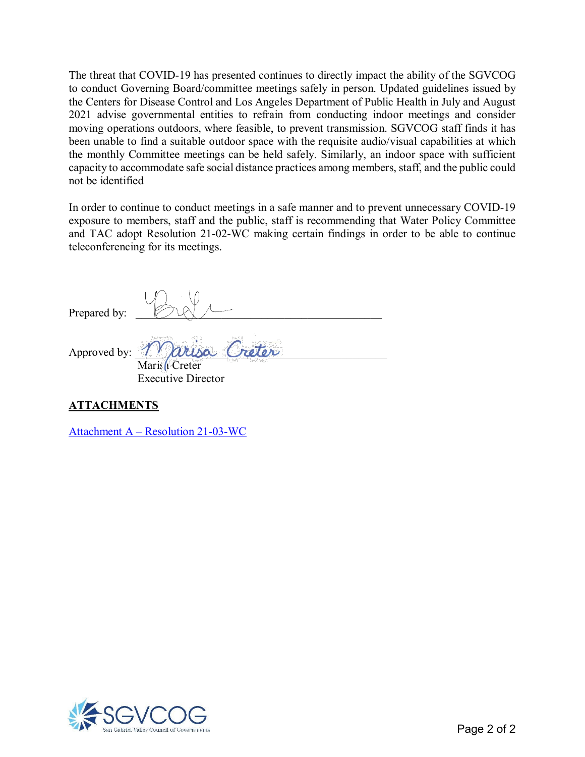The threat that COVID-19 has presented continues to directly impact the ability of the SGVCOG to conduct Governing Board/committee meetings safely in person. Updated guidelines issued by the Centers for Disease Control and Los Angeles Department of Public Health in July and August 2021 advise governmental entities to refrain from conducting indoor meetings and consider moving operations outdoors, where feasible, to prevent transmission. SGVCOG staff finds it has been unable to find a suitable outdoor space with the requisite audio/visual capabilities at which the monthly Committee meetings can be held safely. Similarly, an indoor space with sufficient capacity to accommodate safe social distance practices among members, staff, and the public could not be identified

In order to continue to conduct meetings in a safe manner and to prevent unnecessary COVID-19 exposure to members, staff and the public, staff is recommending that Water Policy Committee and TAC adopt Resolution 21-02-WC making certain findings in order to be able to continue teleconferencing for its meetings.

Prepared by: ____________________

Approved by: ____________________
Marisa Creter
Executive Director

**ATTACHMENTS**

Attachment A – Resolution 21-03-WC